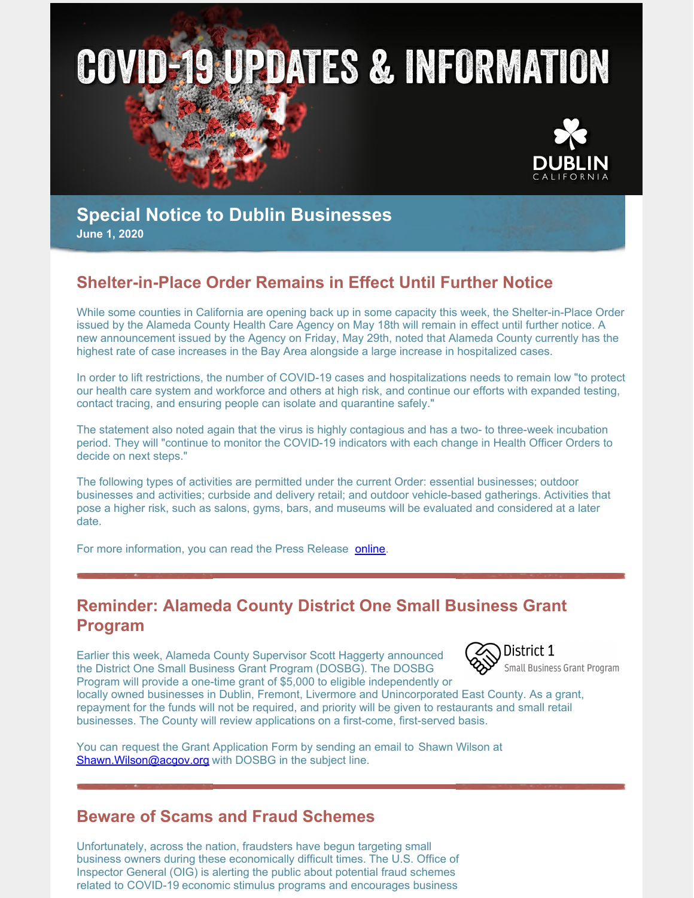# COVID-19 UPDATES & INFORMATION

DUBLIN
CALIFORNIA

## Special Notice to Dublin Businesses

**June 1, 2020**

## Shelter-in-Place Order Remains in Effect Until Further Notice

While some counties in California are opening back up in some capacity this week, the Shelter-in-Place Order issued by the Alameda County Health Care Agency on May 18th will remain in effect until further notice. A new announcement issued by the Agency on Friday, May 29th, noted that Alameda County currently has the highest rate of case increases in the Bay Area alongside a large increase in hospitalized cases.

In order to lift restrictions, the number of COVID-19 cases and hospitalizations needs to remain low "to protect our health care system and workforce and others at high risk, and continue our efforts with expanded testing, contact tracing, and ensuring people can isolate and quarantine safely."

The statement also noted again that the virus is highly contagious and has a two- to three-week incubation period. They will "continue to monitor the COVID-19 indicators with each change in Health Officer Orders to decide on next steps."

The following types of activities are permitted under the current Order: essential businesses; outdoor businesses and activities; curbside and delivery retail; and outdoor vehicle-based gatherings. Activities that pose a higher risk, such as salons, gyms, bars, and museums will be evaluated and considered at a later date.

For more information, you can read the Press Release online.

---

## Reminder: Alameda County District One Small Business Grant Program

District 1
Small Business Grant Program

Earlier this week, Alameda County Supervisor Scott Haggerty announced the District One Small Business Grant Program (DOSBG). The DOSBG Program will provide a one-time grant of $5,000 to eligible independently or locally owned businesses in Dublin, Fremont, Livermore and Unincorporated East County. As a grant, repayment for the funds will not be required, and priority will be given to restaurants and small retail businesses. The County will review applications on a first-come, first-served basis.

You can request the Grant Application Form by sending an email to Shawn Wilson at Shawn.Wilson@acgov.org with DOSBG in the subject line.

---

## Beware of Scams and Fraud Schemes

Unfortunately, across the nation, fraudsters have begun targeting small business owners during these economically difficult times. The U.S. Office of Inspector General (OIG) is alerting the public about potential fraud schemes related to COVID-19 economic stimulus programs and encourages business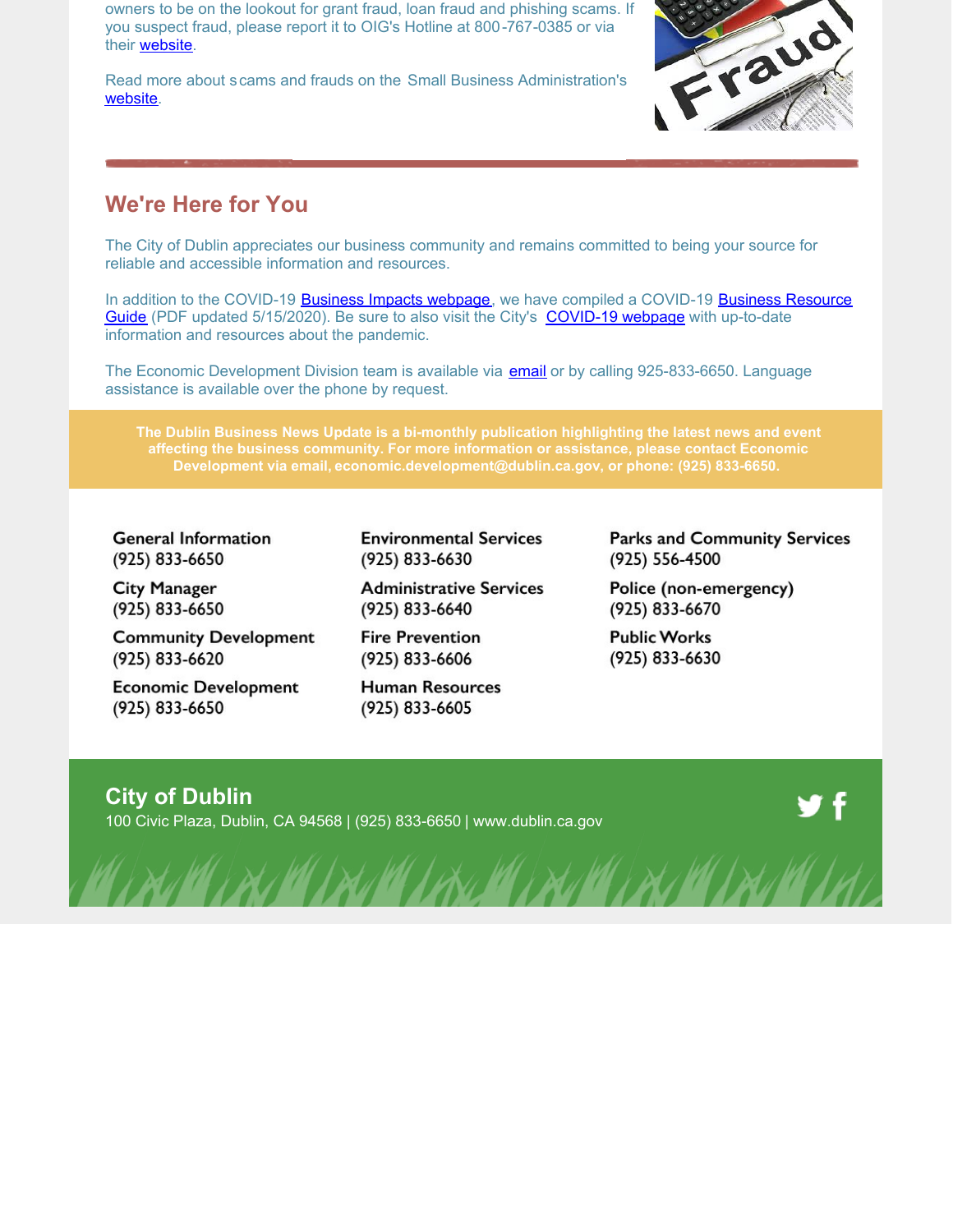owners to be on the lookout for grant fraud, loan fraud and phishing scams. If you suspect fraud, please report it to OIG's Hotline at 800-767-0385 or via their website.

Read more about scams and frauds on the Small Business Administration's website.

## We're Here for You

The City of Dublin appreciates our business community and remains committed to being your source for reliable and accessible information and resources.

In addition to the COVID-19 Business Impacts webpage, we have compiled a COVID-19 Business Resource Guide (PDF updated 5/15/2020). Be sure to also visit the City's COVID-19 webpage with up-to-date information and resources about the pandemic.

The Economic Development Division team is available via email or by calling 925-833-6650. Language assistance is available over the phone by request.

**The Dublin Business News Update is a bi-monthly publication highlighting the latest news and event affecting the business community. For more information or assistance, please contact Economic Development via email, economic.development@dublin.ca.gov, or phone: (925) 833-6650.**

**General Information**
(925) 833-6650

**City Manager**
(925) 833-6650

**Community Development**
(925) 833-6620

**Economic Development**
(925) 833-6650

**Environmental Services**
(925) 833-6630

**Administrative Services**
(925) 833-6640

**Fire Prevention**
(925) 833-6606

**Human Resources**
(925) 833-6605

**Parks and Community Services**
(925) 556-4500

**Police (non-emergency)**
(925) 833-6670

**Public Works**
(925) 833-6630

## City of Dublin

100 Civic Plaza, Dublin, CA 94568 | (925) 833-6650 | www.dublin.ca.gov